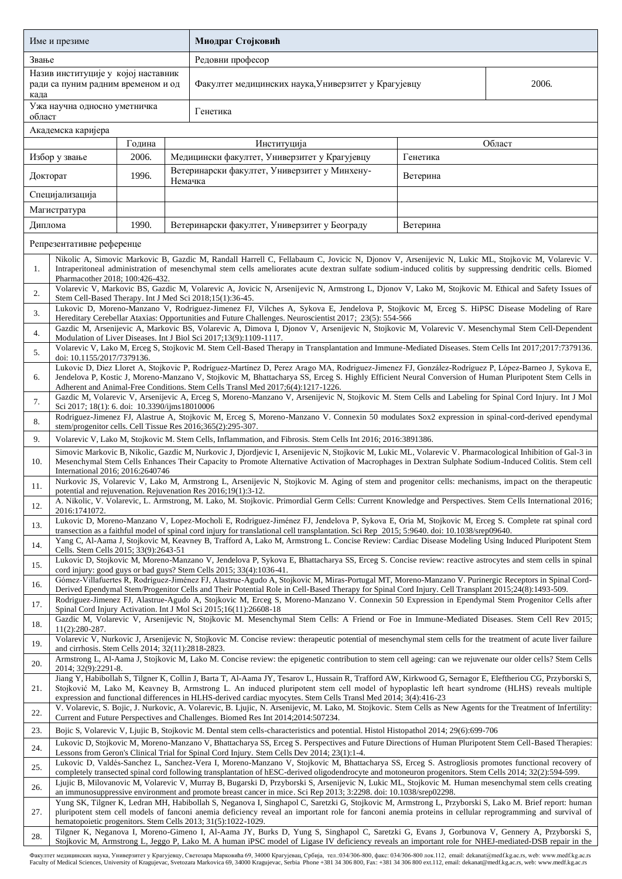| Име и презиме | Миодраг Стојковић | |
|---|---|---|
| Звање | Редовни професор | |
| Назив институције у којој наставник ради са пуним радним временом и од када | Факултет медицинских наука,Универзитет у Крагујевцу | 2006. |
| Ужа научна односно уметничка област | Генетика | |

Академска каријера

| | Година | Институција | Област |
|---|---|---|---|
| Избор у звање | 2006. | Медицински факултет, Универзитет у Крагујевцу | Генетика |
| Докторат | 1996. | Ветеринарски факултет, Универзитет у Минхену-Немачка | Ветерина |
| Специјализација | | | |
| Магистратура | | | |
| Диплома | 1990. | Ветеринарски факултет, Универзитет у Београду | Ветерина |

Репрезентативне референце

| | |
|---|---|
| 1. | Nikolic A, Simovic Markovic B, Gazdic M, Randall Harrell C, Fellabaum C, Jovicic N, Djonov V, Arsenijevic N, Lukic ML, Stojkovic M, Volarevic V. Intraperitoneal administration of mesenchymal stem cells ameliorates acute dextran sulfate sodium-induced colitis by suppressing dendritic cells. Biomed Pharmacother 2018; 100:426-432. |
| 2. | Volarevic V, Markovic BS, Gazdic M, Volarevic A, Jovicic N, Arsenijevic N, Armstrong L, Djonov V, Lako M, Stojkovic M. Ethical and Safety Issues of Stem Cell-Based Therapy. Int J Med Sci 2018;15(1):36-45. |
| 3. | Lukovic D, Moreno-Manzano V, Rodriguez-Jimenez FJ, Vilches A, Sykova E, Jendelova P, Stojkovic M, Erceg S. HiPSC Disease Modeling of Rare Hereditary Cerebellar Ataxias: Opportunities and Future Challenges. Neuroscientist 2017; 23(5): 554-566 |
| 4. | Gazdic M, Arsenijevic A, Markovic BS, Volarevic A, Dimova I, Djonov V, Arsenijevic N, Stojkovic M, Volarevic V. Mesenchymal Stem Cell-Dependent Modulation of Liver Diseases. Int J Biol Sci 2017;13(9):1109-1117. |
| 5. | Volarevic V, Lako M, Erceg S, Stojkovic M. Stem Cell-Based Therapy in Transplantation and Immune-Mediated Diseases. Stem Cells Int 2017;2017:7379136. doi: 10.1155/2017/7379136. |
| 6. | Lukovic D, Diez Lloret A, Stojkovic P, Rodríguez-Martínez D, Perez Arago MA, Rodriguez-Jimenez FJ, González-Rodríguez P, López-Barneo J, Sykova E, Jendelova P, Kostic J, Moreno-Manzano V, Stojkovic M, Bhattacharya SS, Erceg S. Highly Efficient Neural Conversion of Human Pluripotent Stem Cells in Adherent and Animal-Free Conditions. Stem Cells Transl Med 2017;6(4):1217-1226. |
| 7. | Gazdic M, Volarevic V, Arsenijevic A, Erceg S, Moreno-Manzano V, Arsenijevic N, Stojkovic M. Stem Cells and Labeling for Spinal Cord Injury. Int J Mol Sci 2017; 18(1): 6. doi: 10.3390/ijms18010006 |
| 8. | Rodriguez-Jimenez FJ, Alastrue A, Stojkovic M, Erceg S, Moreno-Manzano V. Connexin 50 modulates Sox2 expression in spinal-cord-derived ependymal stem/progenitor cells. Cell Tissue Res 2016;365(2):295-307. |
| 9. | Volarevic V, Lako M, Stojkovic M. Stem Cells, Inflammation, and Fibrosis. Stem Cells Int 2016; 2016:3891386. |
| 10. | Simovic Markovic B, Nikolic, Gazdic M, Nurkovic J, Djordjevic I, Arsenijevic N, Stojkovic M, Lukic ML, Volarevic V. Pharmacological Inhibition of Gal-3 in Mesenchymal Stem Cells Enhances Their Capacity to Promote Alternative Activation of Macrophages in Dextran Sulphate Sodium-Induced Colitis. Stem cell International 2016; 2016:2640746 |
| 11. | Nurkovic JS, Volarevic V, Lako M, Armstrong L, Arsenijevic N, Stojkovic M. Aging of stem and progenitor cells: mechanisms, impact on the therapeutic potential and rejuvenation. Rejuvenation Res 2016;19(1):3-12. |
| 12. | A. Nikolic, V. Volarevic, L. Armstrong, M. Lako, M. Stojkovic. Primordial Germ Cells: Current Knowledge and Perspectives. Stem Cells International 2016; 2016:1741072. |
| 13. | Lukovic D, Moreno-Manzano V, Lopez-Mocholi E, Rodriguez-Jiménez FJ, Jendelova P, Sykova E, Oria M, Stojkovic M, Erceg S. Complete rat spinal cord transection as a faithful model of spinal cord injury for translational cell transplantation. Sci Rep 2015; 5:9640. doi: 10.1038/srep09640. |
| 14. | Yang C, Al-Aama J, Stojkovic M, Keavney B, Trafford A, Lako M, Armstrong L. Concise Review: Cardiac Disease Modeling Using Induced Pluripotent Stem Cells. Stem Cells 2015; 33(9):2643-51 |
| 15. | Lukovic D, Stojkovic M, Moreno-Manzano V, Jendelova P, Sykova E, Bhattacharya SS, Erceg S. Concise review: reactive astrocytes and stem cells in spinal cord injury: good guys or bad guys? Stem Cells 2015; 33(4):1036-41. |
| 16. | Gómez-Villafuertes R, Rodríguez-Jiménez FJ, Alastrue-Agudo A, Stojkovic M, Miras-Portugal MT, Moreno-Manzano V. Purinergic Receptors in Spinal Cord-Derived Ependymal Stem/Progenitor Cells and Their Potential Role in Cell-Based Therapy for Spinal Cord Injury. Cell Transplant 2015;24(8):1493-509. |
| 17. | Rodriguez-Jimenez FJ, Alastrue-Agudo A, Stojkovic M, Erceg S, Moreno-Manzano V. Connexin 50 Expression in Ependymal Stem Progenitor Cells after Spinal Cord Injury Activation. Int J Mol Sci 2015;16(11):26608-18 |
| 18. | Gazdic M, Volarevic V, Arsenijevic N, Stojkovic M. Mesenchymal Stem Cells: A Friend or Foe in Immune-Mediated Diseases. Stem Cell Rev 2015; 11(2):280-287. |
| 19. | Volarevic V, Nurkovic J, Arsenijevic N, Stojkovic M. Concise review: therapeutic potential of mesenchymal stem cells for the treatment of acute liver failure and cirrhosis. Stem Cells 2014; 32(11):2818-2823. |
| 20. | Armstrong L, Al-Aama J, Stojkovic M, Lako M. Concise review: the epigenetic contribution to stem cell ageing: can we rejuvenate our older cells? Stem Cells 2014; 32(9):2291-8. |
| 21. | Jiang Y, Habibollah S, Tilgner K, Collin J, Barta T, Al-Aama JY, Tesarov L, Hussain R, Trafford AW, Kirkwood G, Sernagor E, Eleftheriou CG, Przyborski S, Stojković M, Lako M, Keavney B, Armstrong L. An induced pluripotent stem cell model of hypoplastic left heart syndrome (HLHS) reveals multiple expression and functional differences in HLHS-derived cardiac myocytes. Stem Cells Transl Med 2014; 3(4):416-23 |
| 22. | V. Volarevic, S. Bojic, J. Nurkovic, A. Volarevic, B. Ljujic, N. Arsenijevic, M. Lako, M. Stojkovic. Stem Cells as New Agents for the Treatment of Infertility: Current and Future Perspectives and Challenges. Biomed Res Int 2014;2014:507234. |
| 23. | Bojic S, Volarevic V, Ljujic B, Stojkovic M. Dental stem cells-characteristics and potential. Histol Histopathol 2014; 29(6):699-706 |
| 24. | Lukovic D, Stojkovic M, Moreno-Manzano V, Bhattacharya SS, Erceg S. Perspectives and Future Directions of Human Pluripotent Stem Cell-Based Therapies: Lessons from Geron's Clinical Trial for Spinal Cord Injury. Stem Cells Dev 2014; 23(1):1-4. |
| 25. | Lukovic D, Valdés-Sanchez L, Sanchez-Vera I, Moreno-Manzano V, Stojkovic M, Bhattacharya SS, Erceg S. Astrogliosis promotes functional recovery of completely transected spinal cord following transplantation of hESC-derived oligodendrocyte and motoneuron progenitors. Stem Cells 2014; 32(2):594-599. |
| 26. | Ljujic B, Milovanovic M, Volarevic V, Murray B, Bugarski D, Przyborski S, Arsenijevic N, Lukic ML, Stojkovic M. Human mesenchymal stem cells creating an immunosuppressive environment and promote breast cancer in mice. Sci Rep 2013; 3:2298. doi: 10.1038/srep02298. |
| 27. | Yung SK, Tilgner K, Ledran MH, Habibollah S, Neganova I, Singhapol C, Saretzki G, Stojkovic M, Armstrong L, Przyborski S, Lako M. Brief report: human pluripotent stem cell models of fanconi anemia deficiency reveal an important role for fanconi anemia proteins in cellular reprogramming and survival of hematopoietic progenitors. Stem Cells 2013; 31(5):1022-1029. |
| 28. | Tilgner K, Neganova I, Moreno-Gimeno I, Al-Aama JY, Burks D, Yung S, Singhapol C, Saretzki G, Evans J, Gorbunova V, Gennery A, Przyborski S, Stojkovic M, Armstrong L, Jeggo P, Lako M. A human iPSC model of Ligase IV deficiency reveals an important role for NHEJ-mediated-DSB repair in the |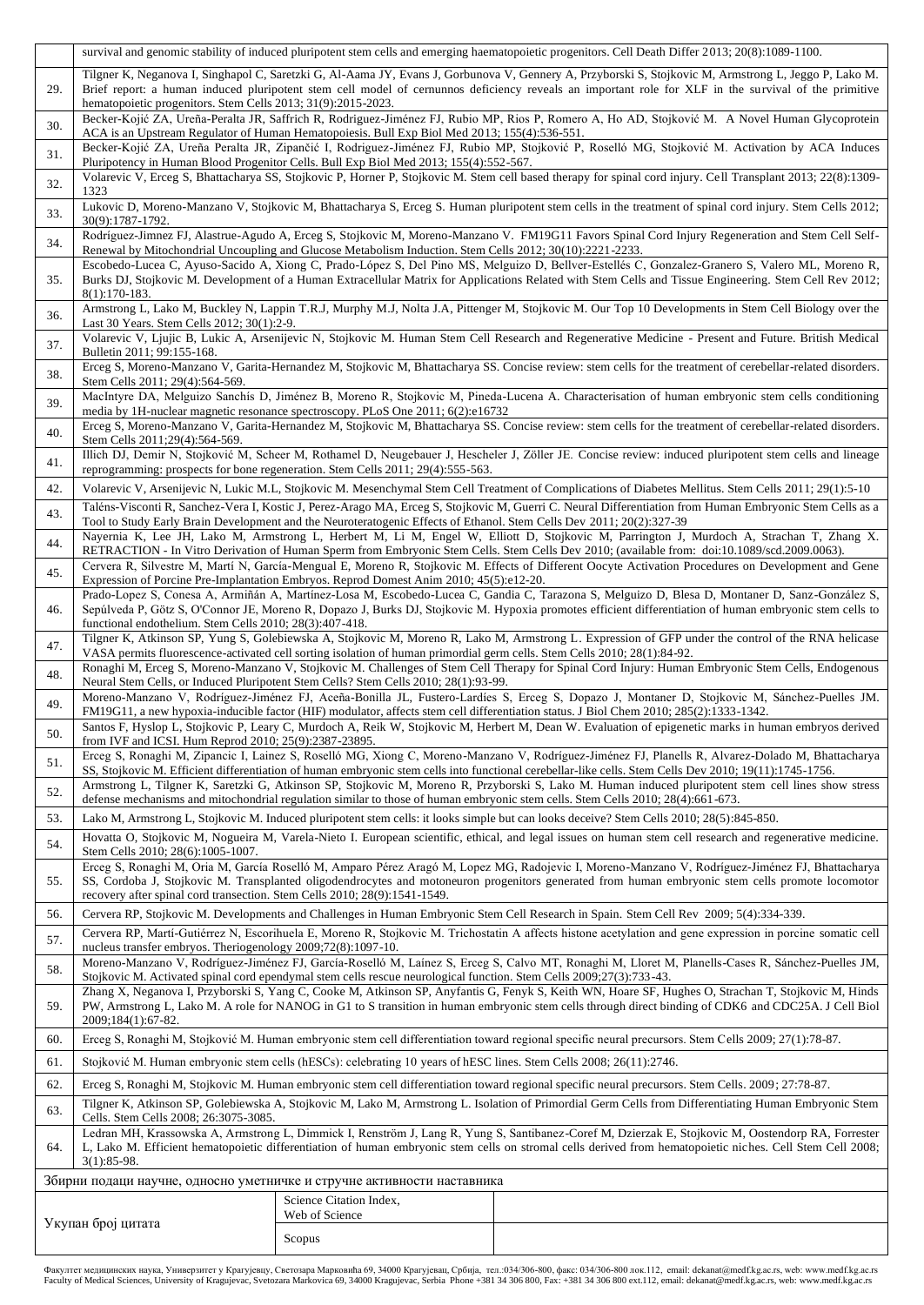|  |  |
|---|---|
|  | survival and genomic stability of induced pluripotent stem cells and emerging haematopoietic progenitors. Cell Death Differ 2013; 20(8):1089-1100. |
| 29. | Tilgner K, Neganova I, Singhapol C, Saretzki G, Al-Aama JY, Evans J, Gorbunova V, Gennery A, Przyborski S, Stojkovic M, Armstrong L, Jeggo P, Lako M. Brief report: a human induced pluripotent stem cell model of cernunnos deficiency reveals an important role for XLF in the survival of the primitive hematopoietic progenitors. Stem Cells 2013; 31(9):2015-2023. |
| 30. | Becker-Kojić ZA, Ureña-Peralta JR, Saffrich R, Rodriguez-Jiménez FJ, Rubio MP, Rios P, Romero A, Ho AD, Stojković M. A Novel Human Glycoprotein ACA is an Upstream Regulator of Human Hematopoiesis. Bull Exp Biol Med 2013; 155(4):536-551. |
| 31. | Becker-Kojić ZA, Ureña Peralta JR, Zipančić I, Rodriguez-Jiménez FJ, Rubio MP, Stojković P, Roselló MG, Stojković M. Activation by ACA Induces Pluripotency in Human Blood Progenitor Cells. Bull Exp Biol Med 2013; 155(4):552-567. |
| 32. | Volarevic V, Erceg S, Bhattacharya SS, Stojkovic P, Horner P, Stojkovic M. Stem cell based therapy for spinal cord injury. Cell Transplant 2013; 22(8):1309-1323 |
| 33. | Lukovic D, Moreno-Manzano V, Stojkovic M, Bhattacharya S, Erceg S. Human pluripotent stem cells in the treatment of spinal cord injury. Stem Cells 2012; 30(9):1787-1792. |
| 34. | Rodríguez-Jimnez FJ, Alastrue-Agudo A, Erceg S, Stojkovic M, Moreno-Manzano V. FM19G11 Favors Spinal Cord Injury Regeneration and Stem Cell Self-Renewal by Mitochondrial Uncoupling and Glucose Metabolism Induction. Stem Cells 2012; 30(10):2221-2233. |
| 35. | Escobedo-Lucea C, Ayuso-Sacido A, Xiong C, Prado-López S, Del Pino MS, Melguizo D, Bellver-Estellés C, Gonzalez-Granero S, Valero ML, Moreno R, Burks DJ, Stojkovic M. Development of a Human Extracellular Matrix for Applications Related with Stem Cells and Tissue Engineering. Stem Cell Rev 2012; 8(1):170-183. |
| 36. | Armstrong L, Lako M, Buckley N, Lappin T.R.J, Murphy M.J, Nolta J.A, Pittenger M, Stojkovic M. Our Top 10 Developments in Stem Cell Biology over the Last 30 Years. Stem Cells 2012; 30(1):2-9. |
| 37. | Volarevic V, Ljujic B, Lukic A, Arsenijevic N, Stojkovic M. Human Stem Cell Research and Regenerative Medicine - Present and Future. British Medical Bulletin 2011; 99:155-168. |
| 38. | Erceg S, Moreno-Manzano V, Garita-Hernandez M, Stojkovic M, Bhattacharya SS. Concise review: stem cells for the treatment of cerebellar-related disorders. Stem Cells 2011; 29(4):564-569. |
| 39. | MacIntyre DA, Melguizo Sanchís D, Jiménez B, Moreno R, Stojkovic M, Pineda-Lucena A. Characterisation of human embryonic stem cells conditioning media by 1H-nuclear magnetic resonance spectroscopy. PLoS One 2011; 6(2):e16732 |
| 40. | Erceg S, Moreno-Manzano V, Garita-Hernandez M, Stojkovic M, Bhattacharya SS. Concise review: stem cells for the treatment of cerebellar-related disorders. Stem Cells 2011;29(4):564-569. |
| 41. | Illich DJ, Demir N, Stojković M, Scheer M, Rothamel D, Neugebauer J, Hescheler J, Zöller JE. Concise review: induced pluripotent stem cells and lineage reprogramming: prospects for bone regeneration. Stem Cells 2011; 29(4):555-563. |
| 42. | Volarevic V, Arsenijevic N, Lukic M.L, Stojkovic M. Mesenchymal Stem Cell Treatment of Complications of Diabetes Mellitus. Stem Cells 2011; 29(1):5-10 |
| 43. | Taléns-Visconti R, Sanchez-Vera I, Kostic J, Perez-Arago MA, Erceg S, Stojkovic M, Guerri C. Neural Differentiation from Human Embryonic Stem Cells as a Tool to Study Early Brain Development and the Neuroteratogenic Effects of Ethanol. Stem Cells Dev 2011; 20(2):327-39 |
| 44. | Nayernia K, Lee JH, Lako M, Armstrong L, Herbert M, Li M, Engel W, Elliott D, Stojkovic M, Parrington J, Murdoch A, Strachan T, Zhang X. RETRACTION - In Vitro Derivation of Human Sperm from Embryonic Stem Cells. Stem Cells Dev 2010; (available from: doi:10.1089/scd.2009.0063). |
| 45. | Cervera R, Silvestre M, Martí N, García-Mengual E, Moreno R, Stojkovic M. Effects of Different Oocyte Activation Procedures on Development and Gene Expression of Porcine Pre-Implantation Embryos. Reprod Domest Anim 2010; 45(5):e12-20. |
| 46. | Prado-Lopez S, Conesa A, Armiñán A, Martínez-Losa M, Escobedo-Lucea C, Gandia C, Tarazona S, Melguizo D, Blesa D, Montaner D, Sanz-González S, Sepúlveda P, Götz S, O'Connor JE, Moreno R, Dopazo J, Burks DJ, Stojkovic M. Hypoxia promotes efficient differentiation of human embryonic stem cells to functional endothelium. Stem Cells 2010; 28(3):407-418. |
| 47. | Tilgner K, Atkinson SP, Yung S, Golebiewska A, Stojkovic M, Moreno R, Lako M, Armstrong L. Expression of GFP under the control of the RNA helicase VASA permits fluorescence-activated cell sorting isolation of human primordial germ cells. Stem Cells 2010; 28(1):84-92. |
| 48. | Ronaghi M, Erceg S, Moreno-Manzano V, Stojkovic M. Challenges of Stem Cell Therapy for Spinal Cord Injury: Human Embryonic Stem Cells, Endogenous Neural Stem Cells, or Induced Pluripotent Stem Cells? Stem Cells 2010; 28(1):93-99. |
| 49. | Moreno-Manzano V, Rodríguez-Jiménez FJ, Aceña-Bonilla JL, Fustero-Lardíes S, Erceg S, Dopazo J, Montaner D, Stojkovic M, Sánchez-Puelles JM. FM19G11, a new hypoxia-inducible factor (HIF) modulator, affects stem cell differentiation status. J Biol Chem 2010; 285(2):1333-1342. |
| 50. | Santos F, Hyslop L, Stojkovic P, Leary C, Murdoch A, Reik W, Stojkovic M, Herbert M, Dean W. Evaluation of epigenetic marks in human embryos derived from IVF and ICSI. Hum Reprod 2010; 25(9):2387-23895. |
| 51. | Erceg S, Ronaghi M, Zipancic I, Lainez S, Roselló MG, Xiong C, Moreno-Manzano V, Rodríguez-Jiménez FJ, Planells R, Alvarez-Dolado M, Bhattacharya SS, Stojkovic M. Efficient differentiation of human embryonic stem cells into functional cerebellar-like cells. Stem Cells Dev 2010; 19(11):1745-1756. |
| 52. | Armstrong L, Tilgner K, Saretzki G, Atkinson SP, Stojkovic M, Moreno R, Przyborski S, Lako M. Human induced pluripotent stem cell lines show stress defense mechanisms and mitochondrial regulation similar to those of human embryonic stem cells. Stem Cells 2010; 28(4):661-673. |
| 53. | Lako M, Armstrong L, Stojkovic M. Induced pluripotent stem cells: it looks simple but can looks deceive? Stem Cells 2010; 28(5):845-850. |
| 54. | Hovatta O, Stojkovic M, Nogueira M, Varela-Nieto I. European scientific, ethical, and legal issues on human stem cell research and regenerative medicine. Stem Cells 2010; 28(6):1005-1007. |
| 55. | Erceg S, Ronaghi M, Oria M, García Roselló M, Amparo Pérez Aragó M, Lopez MG, Radojevic I, Moreno-Manzano V, Rodríguez-Jiménez FJ, Bhattacharya SS, Cordoba J, Stojkovic M. Transplanted oligodendrocytes and motoneuron progenitors generated from human embryonic stem cells promote locomotor recovery after spinal cord transection. Stem Cells 2010; 28(9):1541-1549. |
| 56. | Cervera RP, Stojkovic M. Developments and Challenges in Human Embryonic Stem Cell Research in Spain. Stem Cell Rev 2009; 5(4):334-339. |
| 57. | Cervera RP, Martí-Gutiérrez N, Escorihuela E, Moreno R, Stojkovic M. Trichostatin A affects histone acetylation and gene expression in porcine somatic cell nucleus transfer embryos. Theriogenology 2009;72(8):1097-10. |
| 58. | Moreno-Manzano V, Rodríguez-Jiménez FJ, García-Roselló M, Laínez S, Erceg S, Calvo MT, Ronaghi M, Lloret M, Planells-Cases R, Sánchez-Puelles JM, Stojkovic M. Activated spinal cord ependymal stem cells rescue neurological function. Stem Cells 2009;27(3):733-43. |
| 59. | Zhang X, Neganova I, Przyborski S, Yang C, Cooke M, Atkinson SP, Anyfantis G, Fenyk S, Keith WN, Hoare SF, Hughes O, Strachan T, Stojkovic M, Hinds PW, Armstrong L, Lako M. A role for NANOG in G1 to S transition in human embryonic stem cells through direct binding of CDK6 and CDC25A. J Cell Biol 2009;184(1):67-82. |
| 60. | Erceg S, Ronaghi M, Stojković M. Human embryonic stem cell differentiation toward regional specific neural precursors. Stem Cells 2009; 27(1):78-87. |
| 61. | Stojković M. Human embryonic stem cells (hESCs): celebrating 10 years of hESC lines. Stem Cells 2008; 26(11):2746. |
| 62. | Erceg S, Ronaghi M, Stojkovic M. Human embryonic stem cell differentiation toward regional specific neural precursors. Stem Cells. 2009; 27:78-87. |
| 63. | Tilgner K, Atkinson SP, Golebiewska A, Stojkovic M, Lako M, Armstrong L. Isolation of Primordial Germ Cells from Differentiating Human Embryonic Stem Cells. Stem Cells 2008; 26:3075-3085. |
| 64. | Ledran MH, Krassowska A, Armstrong L, Dimmick I, Renström J, Lang R, Yung S, Santibanez-Coref M, Dzierzak E, Stojkovic M, Oostendorp RA, Forrester L, Lako M. Efficient hematopoietic differentiation of human embryonic stem cells on stromal cells derived from hematopoietic niches. Cell Stem Cell 2008; 3(1):85-98. |

Збирни подаци научне, односно уметничке и стручне активности наставника

| Укупан број цитата | Science Citation Index, Web of Science |  |
|---|---|---|
|  | Scopus |  |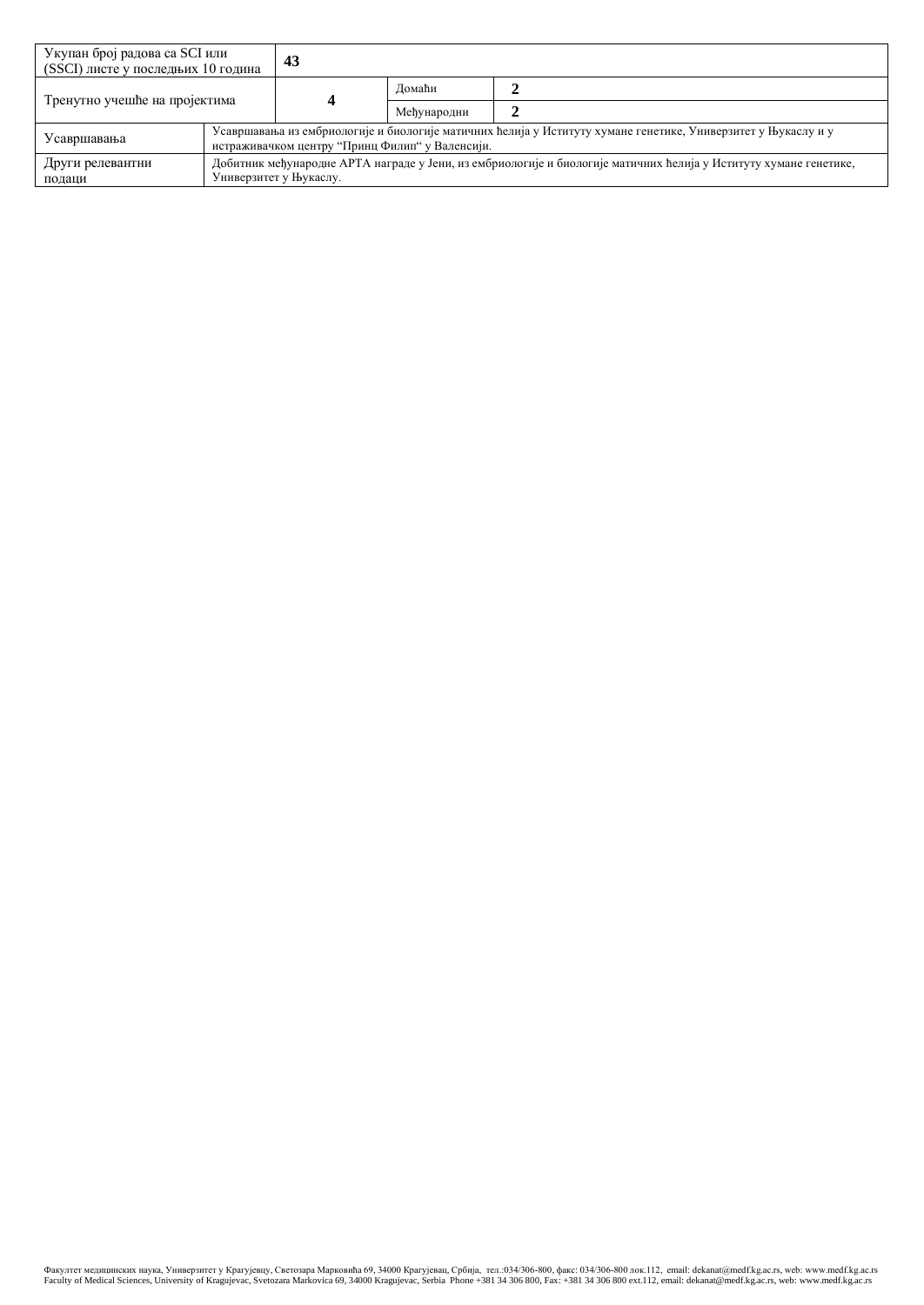| | | | |
|---|---|---|---|
| Укупан број радова са SCI или (SSCI) листе у последњих 10 година | **43** | | |
| Тренутно учешће на пројектима | **4** | Домаћи | **2** |
| | | Међународни | **2** |
| Усавршавања | Усавршавања из ембриологије и биологије матичних ћелија у Институту хумане генетике, Универзитет у Њукаслу и у истраживачком центру "Принц Филип" у Валенсији. | | |
| Други релевантни подаци | Добитник међународне АРТА награде у Јени, из ембриологије и биологије матичних ћелија у Институту хумане генетике, Универзитет у Њукаслу. | | |